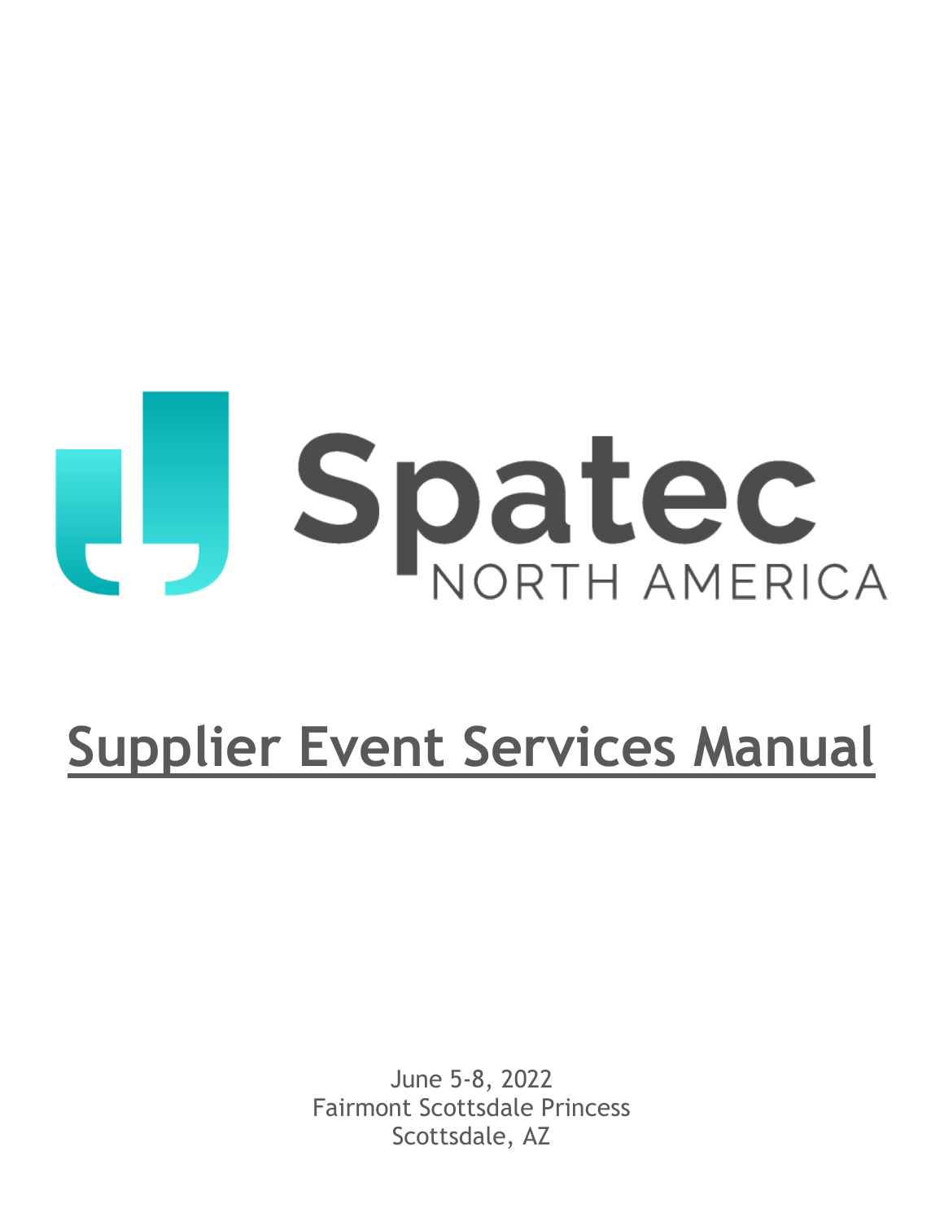# Spatec NORTH AMERICA

# Supplier Event Services Manual

June 5-8, 2022
Fairmont Scottsdale Princess
Scottsdale, AZ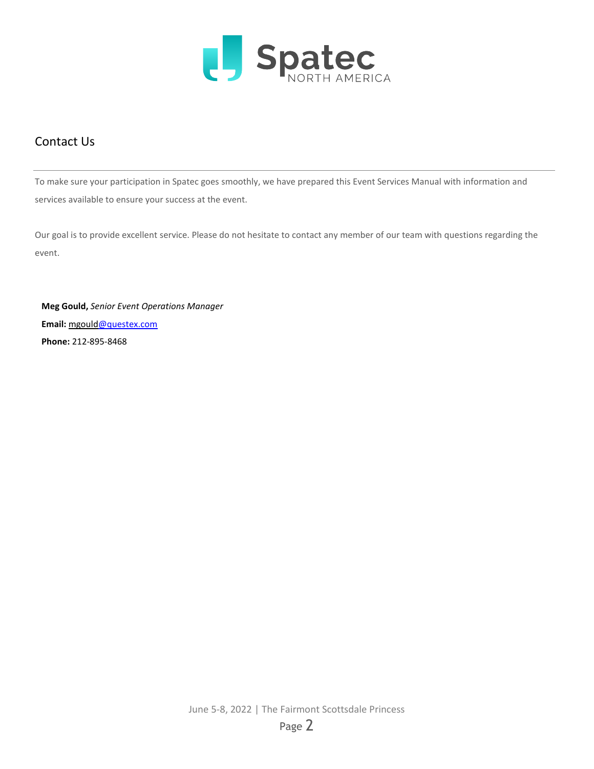## Contact Us

To make sure your participation in Spatec goes smoothly, we have prepared this Event Services Manual with information and services available to ensure your success at the event.

Our goal is to provide excellent service. Please do not hesitate to contact any member of our team with questions regarding the event.

**Meg Gould,** *Senior Event Operations Manager*
**Email:** mgould@questex.com
**Phone:** 212-895-8468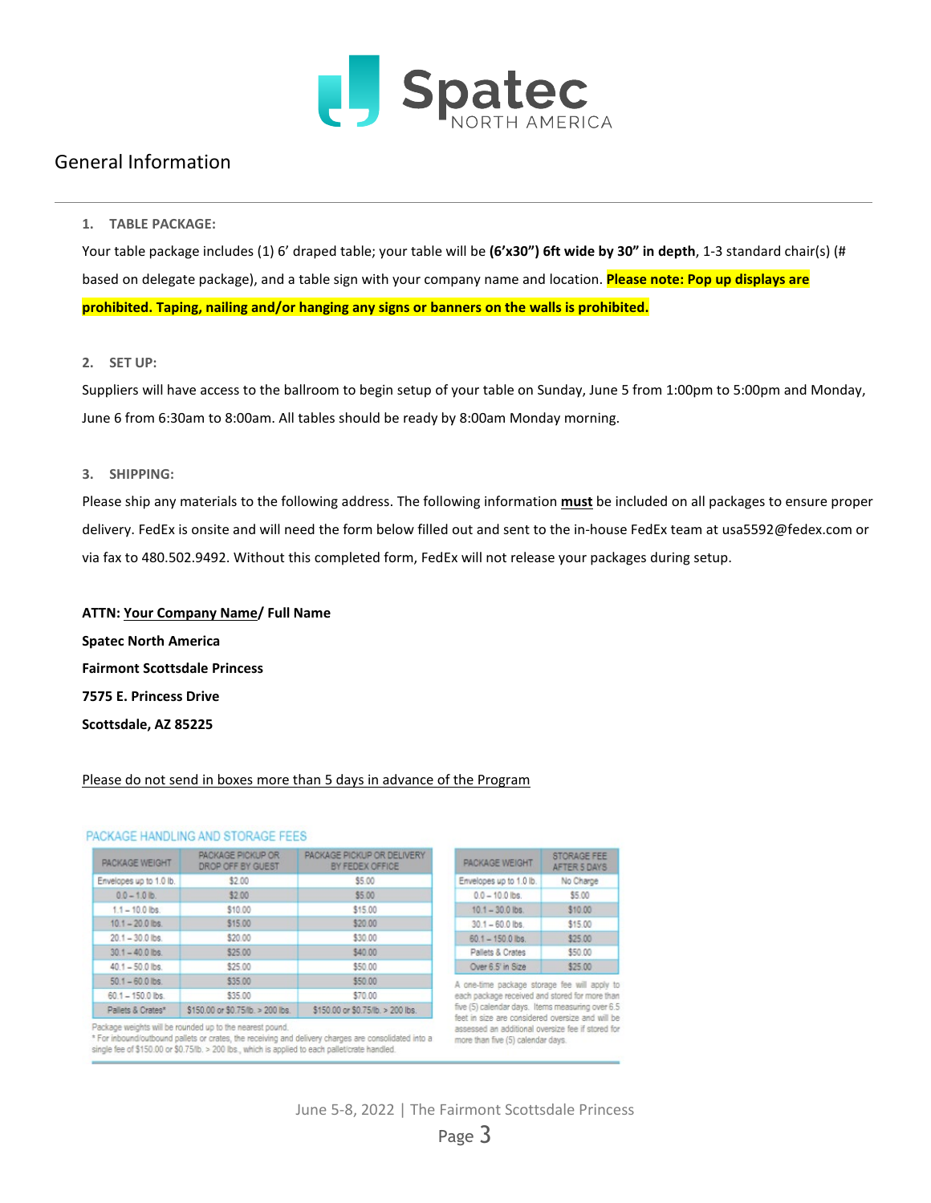## General Information

1. **TABLE PACKAGE:**

Your table package includes (1) 6' draped table; your table will be **(6'x30") 6ft wide by 30" in depth**, 1-3 standard chair(s) (# based on delegate package), and a table sign with your company name and location. **Please note: Pop up displays are prohibited. Taping, nailing and/or hanging any signs or banners on the walls is prohibited.**

2. **SET UP:**

Suppliers will have access to the ballroom to begin setup of your table on Sunday, June 5 from 1:00pm to 5:00pm and Monday, June 6 from 6:30am to 8:00am. All tables should be ready by 8:00am Monday morning.

3. **SHIPPING:**

Please ship any materials to the following address. The following information **must** be included on all packages to ensure proper delivery. FedEx is onsite and will need the form below filled out and sent to the in-house FedEx team at usa5592@fedex.com or via fax to 480.502.9492. Without this completed form, FedEx will not release your packages during setup.

**ATTN: Your Company Name/ Full Name**
**Spatec North America**
**Fairmont Scottsdale Princess**
**7575 E. Princess Drive**
**Scottsdale, AZ 85225**

Please do not send in boxes more than 5 days in advance of the Program

PACKAGE HANDLING AND STORAGE FEES

| PACKAGE WEIGHT | PACKAGE PICKUP OR DROP OFF BY GUEST | PACKAGE PICKUP OR DELIVERY BY FEDEX OFFICE |
|---|---|---|
| Envelopes up to 1.0 lb. | $2.00 | $5.00 |
| 0.0 – 1.0 lb. | $2.00 | $5.00 |
| 1.1 – 10.0 lbs. | $10.00 | $15.00 |
| 10.1 – 20.0 lbs. | $15.00 | $20.00 |
| 20.1 – 30.0 lbs. | $20.00 | $30.00 |
| 30.1 – 40.0 lbs. | $25.00 | $40.00 |
| 40.1 – 50.0 lbs. | $25.00 | $50.00 |
| 50.1 – 60.0 lbs. | $35.00 | $50.00 |
| 60.1 – 150.0 lbs. | $35.00 | $70.00 |
| Pallets & Crates* | $150.00 or $0.75/lb. > 200 lbs. | $150.00 or $0.75/lb. > 200 lbs. |

Package weights will be rounded up to the nearest pound.
* For inbound/outbound pallets or crates, the receiving and delivery charges are consolidated into a single fee of $150.00 or $0.75/lb. > 200 lbs., which is applied to each pallet/crate handled.

| PACKAGE WEIGHT | STORAGE FEE AFTER 5 DAYS |
|---|---|
| Envelopes up to 1.0 lb. | No Charge |
| 0.0 – 10.0 lbs. | $5.00 |
| 10.1 – 30.0 lbs. | $10.00 |
| 30.1 – 60.0 lbs. | $15.00 |
| 60.1 – 150.0 lbs. | $25.00 |
| Pallets & Crates | $50.00 |
| Over 6.5' in Size | $25.00 |

A one-time package storage fee will apply to each package received and stored for more than five (5) calendar days. Items measuring over 6.5 feet in size are considered oversize and will be assessed an additional oversize fee if stored for more than five (5) calendar days.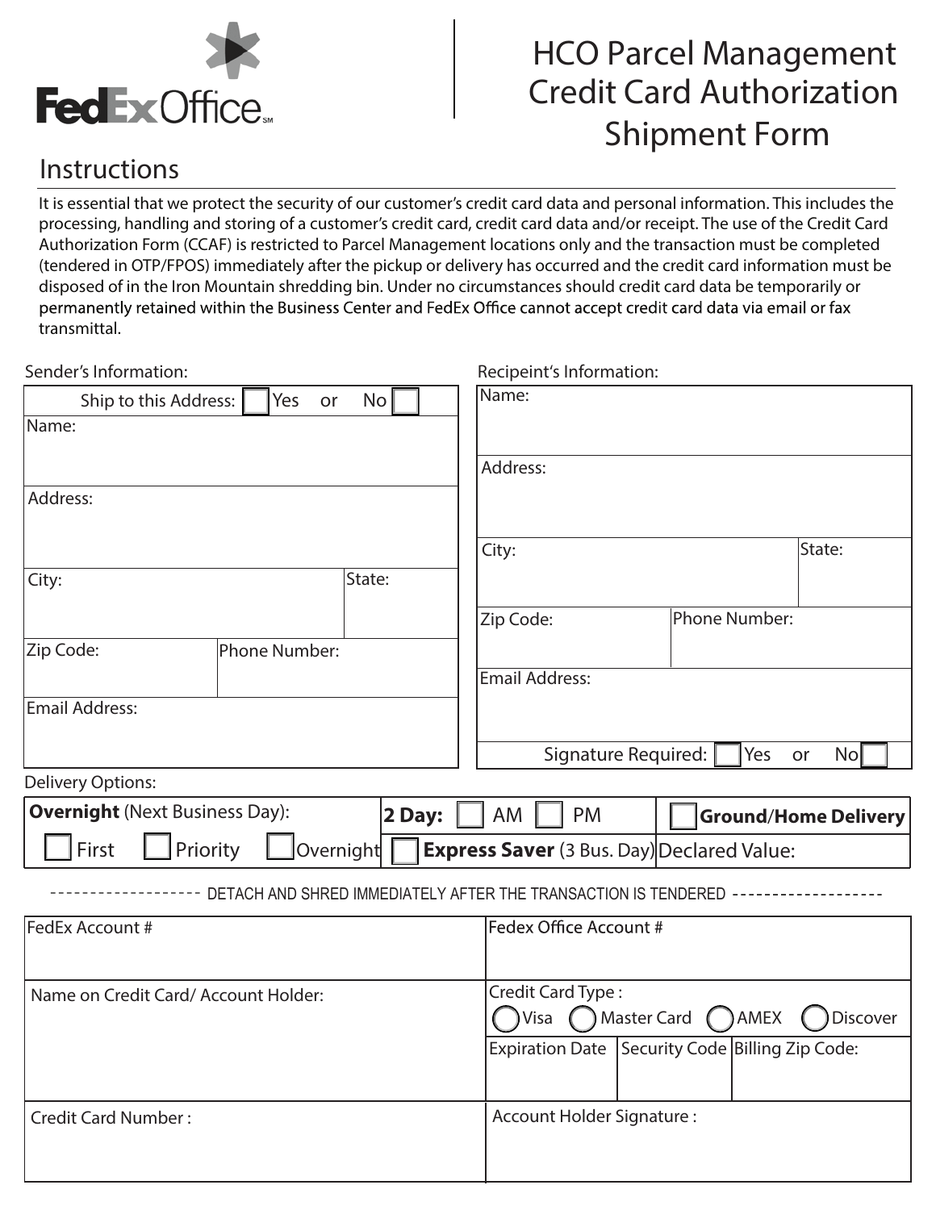FedEx Office℠

# HCO Parcel Management Credit Card Authorization Shipment Form

## Instructions

It is essential that we protect the security of our customer's credit card data and personal information. This includes the processing, handling and storing of a customer's credit card, credit card data and/or receipt. The use of the Credit Card Authorization Form (CCAF) is restricted to Parcel Management locations only and the transaction must be completed (tendered in OTP/FPOS) immediately after the pickup or delivery has occurred and the credit card information must be disposed of in the Iron Mountain shredding bin. Under no circumstances should credit card data be temporarily or permanently retained within the Business Center and FedEx Office cannot accept credit card data via email or fax transmittal.

Sender's Information:

| Ship to this Address: ☐ Yes or No ☐ | |
|---|---|
| Name: | |
| Address: | |
| City: | State: |
| Zip Code: | Phone Number: |
| Email Address: | |

Recipeint's Information:

| Name: | |
|---|---|
| Address: | |
| City: | State: |
| Zip Code: | Phone Number: |
| Email Address: | |
| Signature Required: ☐ Yes or No ☐ | |

Delivery Options:

| **Overnight** (Next Business Day): | **2 Day:** ☐ AM ☐ PM | ☐ **Ground/Home Delivery** |
|---|---|---|
| ☐ First ☐ Priority ☐ Overnight | ☐ **Express Saver** (3 Bus. Day) | Declared Value: |

------------------ DETACH AND SHRED IMMEDIATELY AFTER THE TRANSACTION IS TENDERED ------------------

| FedEx Account # | Fedex Office Account # | | |
|---|---|---|---|
| Name on Credit Card/ Account Holder: | Credit Card Type : ◯ Visa ◯ Master Card ◯ AMEX ◯ Discover | | |
| | Expiration Date | Security Code | Billing Zip Code: |
| Credit Card Number : | Account Holder Signature : | | |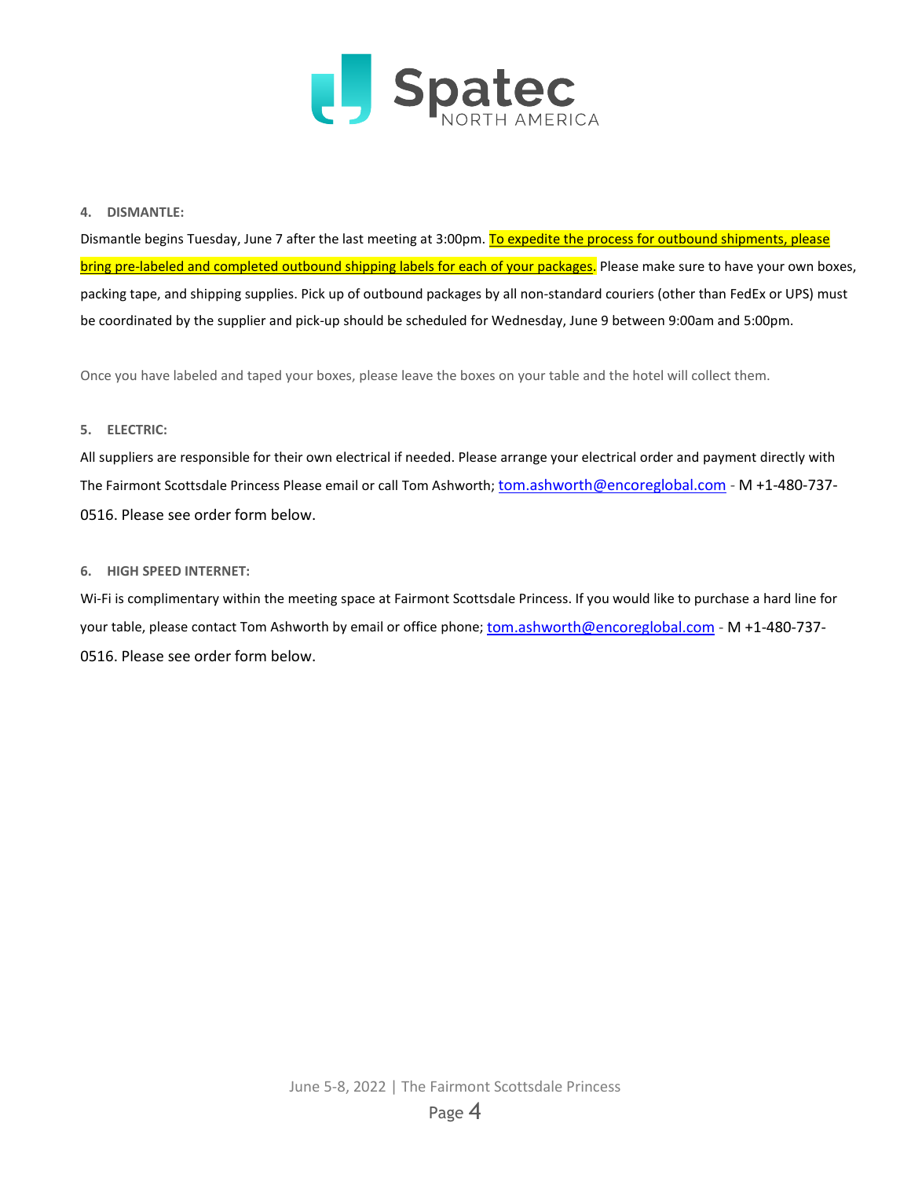**4. DISMANTLE:**

Dismantle begins Tuesday, June 7 after the last meeting at 3:00pm. To expedite the process for outbound shipments, please bring pre-labeled and completed outbound shipping labels for each of your packages. Please make sure to have your own boxes, packing tape, and shipping supplies. Pick up of outbound packages by all non-standard couriers (other than FedEx or UPS) must be coordinated by the supplier and pick-up should be scheduled for Wednesday, June 9 between 9:00am and 5:00pm.

Once you have labeled and taped your boxes, please leave the boxes on your table and the hotel will collect them.

**5. ELECTRIC:**

All suppliers are responsible for their own electrical if needed. Please arrange your electrical order and payment directly with The Fairmont Scottsdale Princess Please email or call Tom Ashworth; tom.ashworth@encoreglobal.com - M +1-480-737-0516. Please see order form below.

**6. HIGH SPEED INTERNET:**

Wi-Fi is complimentary within the meeting space at Fairmont Scottsdale Princess. If you would like to purchase a hard line for your table, please contact Tom Ashworth by email or office phone; tom.ashworth@encoreglobal.com - M +1-480-737-0516. Please see order form below.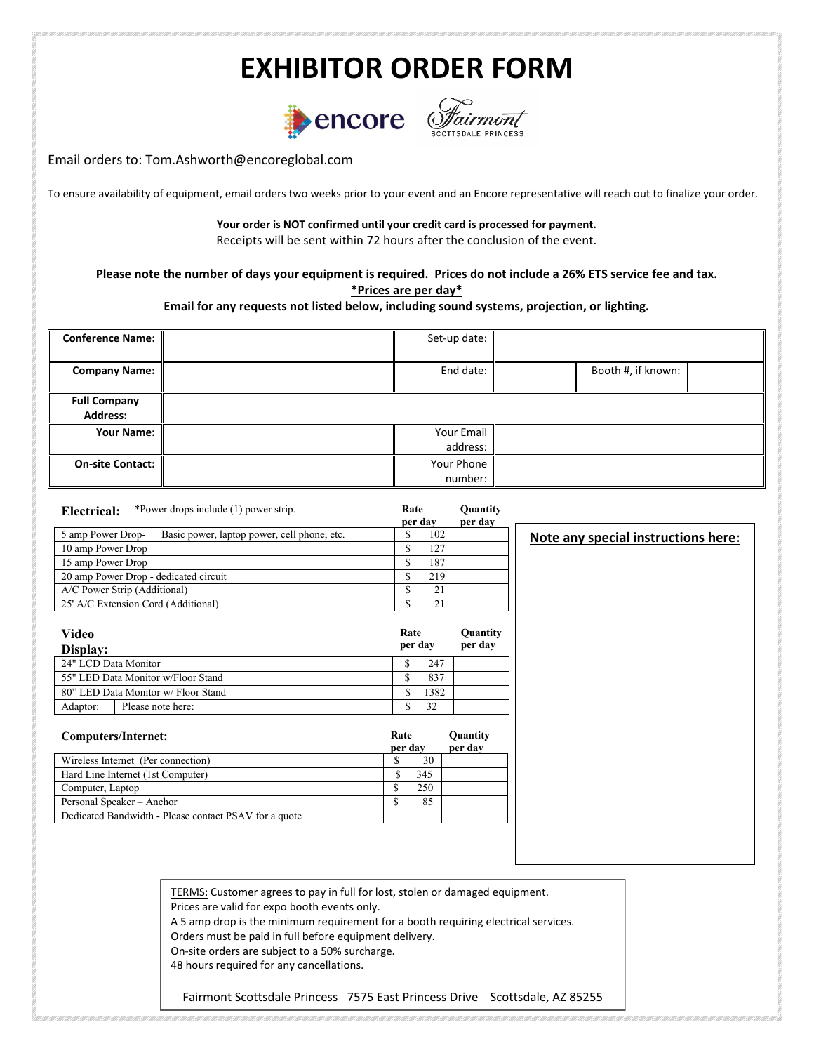# EXHIBITOR ORDER FORM

Email orders to: Tom.Ashworth@encoreglobal.com

To ensure availability of equipment, email orders two weeks prior to your event and an Encore representative will reach out to finalize your order.

**Your order is NOT confirmed until your credit card is processed for payment.**
Receipts will be sent within 72 hours after the conclusion of the event.

**Please note the number of days your equipment is required. Prices do not include a 26% ETS service fee and tax.**
**\*Prices are per day\***
**Email for any requests not listed below, including sound systems, projection, or lighting.**

| | | | | | |
|---|---|---|---|---|---|
| **Conference Name:** | | Set-up date: | | | |
| **Company Name:** | | End date: | | Booth #, if known: | |
| **Full Company Address:** | | | | | |
| **Your Name:** | | Your Email address: | | | |
| **On-site Contact:** | | Your Phone number: | | | |

| **Electrical:** *Power drops include (1) power strip. | Rate per day | Quantity per day |
|---|---|---|
| 5 amp Power Drop- Basic power, laptop power, cell phone, etc. | $ 102 | |
| 10 amp Power Drop | $ 127 | |
| 15 amp Power Drop | $ 187 | |
| 20 amp Power Drop - dedicated circuit | $ 219 | |
| A/C Power Strip (Additional) | $ 21 | |
| 25' A/C Extension Cord (Additional) | $ 21 | |

| **Video Display:** | Rate per day | Quantity per day |
|---|---|---|
| 24" LCD Data Monitor | $ 247 | |
| 55" LED Data Monitor w/Floor Stand | $ 837 | |
| 80" LED Data Monitor w/ Floor Stand | $ 1382 | |
| Adaptor: Please note here: | $ 32 | |

| **Computers/Internet:** | Rate per day | Quantity per day |
|---|---|---|
| Wireless Internet (Per connection) | $ 30 | |
| Hard Line Internet (1st Computer) | $ 345 | |
| Computer, Laptop | $ 250 | |
| Personal Speaker – Anchor | $ 85 | |
| Dedicated Bandwidth - Please contact PSAV for a quote | | |

**Note any special instructions here:**

TERMS: Customer agrees to pay in full for lost, stolen or damaged equipment.
Prices are valid for expo booth events only.
A 5 amp drop is the minimum requirement for a booth requiring electrical services.
Orders must be paid in full before equipment delivery.
On-site orders are subject to a 50% surcharge.
48 hours required for any cancellations.

Fairmont Scottsdale Princess 7575 East Princess Drive Scottsdale, AZ 85255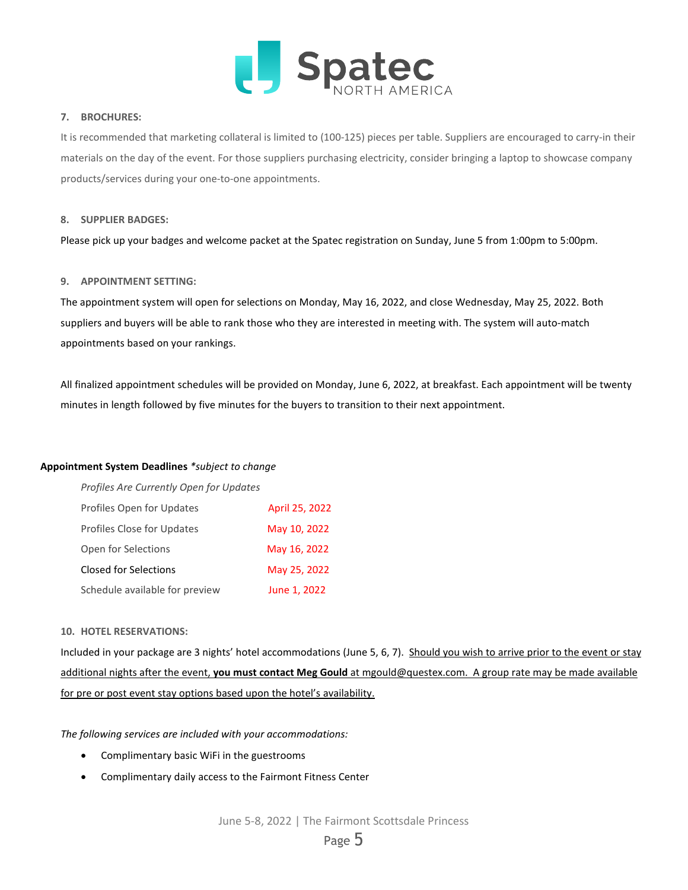### 7. BROCHURES:

It is recommended that marketing collateral is limited to (100-125) pieces per table. Suppliers are encouraged to carry-in their materials on the day of the event. For those suppliers purchasing electricity, consider bringing a laptop to showcase company products/services during your one-to-one appointments.

### 8. SUPPLIER BADGES:

Please pick up your badges and welcome packet at the Spatec registration on Sunday, June 5 from 1:00pm to 5:00pm.

### 9. APPOINTMENT SETTING:

The appointment system will open for selections on Monday, May 16, 2022, and close Wednesday, May 25, 2022. Both suppliers and buyers will be able to rank those who they are interested in meeting with. The system will auto-match appointments based on your rankings.

All finalized appointment schedules will be provided on Monday, June 6, 2022, at breakfast. Each appointment will be twenty minutes in length followed by five minutes for the buyers to transition to their next appointment.

**Appointment System Deadlines** *\*subject to change*

*Profiles Are Currently Open for Updates*

| | |
|---|---|
| Profiles Open for Updates | April 25, 2022 |
| Profiles Close for Updates | May 10, 2022 |
| Open for Selections | May 16, 2022 |
| Closed for Selections | May 25, 2022 |
| Schedule available for preview | June 1, 2022 |

### 10. HOTEL RESERVATIONS:

Included in your package are 3 nights' hotel accommodations (June 5, 6, 7). Should you wish to arrive prior to the event or stay additional nights after the event, **you must contact Meg Gould** at mgould@questex.com. A group rate may be made available for pre or post event stay options based upon the hotel's availability.

*The following services are included with your accommodations:*

- Complimentary basic WiFi in the guestrooms
- Complimentary daily access to the Fairmont Fitness Center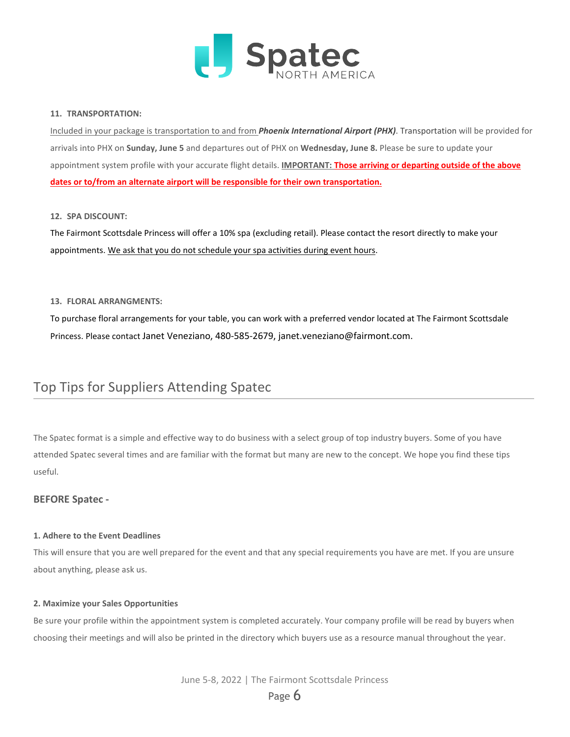**11. TRANSPORTATION:**

Included in your package is transportation to and from ***Phoenix International Airport (PHX)***. Transportation will be provided for arrivals into PHX on **Sunday, June 5** and departures out of PHX on **Wednesday, June 8.** Please be sure to update your appointment system profile with your accurate flight details. **IMPORTANT: Those arriving or departing outside of the above dates or to/from an alternate airport will be responsible for their own transportation.**

**12. SPA DISCOUNT:**

The Fairmont Scottsdale Princess will offer a 10% spa (excluding retail). Please contact the resort directly to make your appointments. We ask that you do not schedule your spa activities during event hours.

**13. FLORAL ARRANGMENTS:**

To purchase floral arrangements for your table, you can work with a preferred vendor located at The Fairmont Scottsdale Princess. Please contact Janet Veneziano, 480-585-2679, janet.veneziano@fairmont.com.

## Top Tips for Suppliers Attending Spatec

The Spatec format is a simple and effective way to do business with a select group of top industry buyers. Some of you have attended Spatec several times and are familiar with the format but many are new to the concept. We hope you find these tips useful.

### BEFORE Spatec -

**1. Adhere to the Event Deadlines**

This will ensure that you are well prepared for the event and that any special requirements you have are met. If you are unsure about anything, please ask us.

**2. Maximize your Sales Opportunities**

Be sure your profile within the appointment system is completed accurately. Your company profile will be read by buyers when choosing their meetings and will also be printed in the directory which buyers use as a resource manual throughout the year.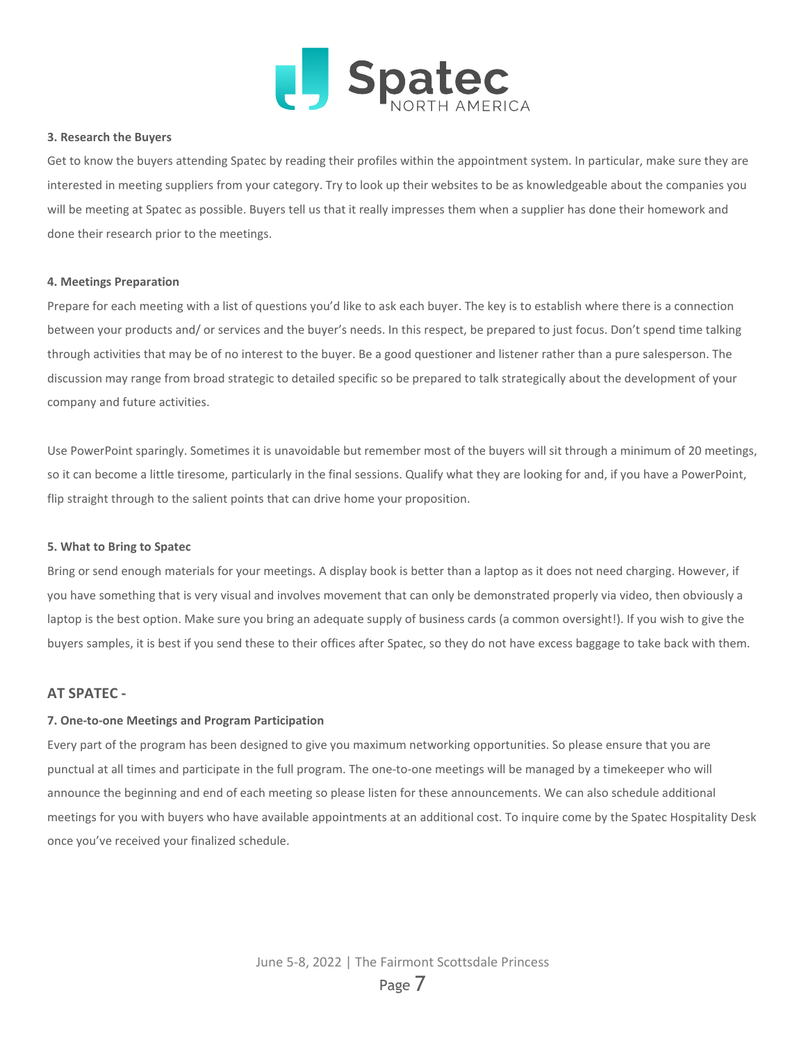**3. Research the Buyers**

Get to know the buyers attending Spatec by reading their profiles within the appointment system. In particular, make sure they are interested in meeting suppliers from your category. Try to look up their websites to be as knowledgeable about the companies you will be meeting at Spatec as possible. Buyers tell us that it really impresses them when a supplier has done their homework and done their research prior to the meetings.

**4. Meetings Preparation**

Prepare for each meeting with a list of questions you'd like to ask each buyer. The key is to establish where there is a connection between your products and/ or services and the buyer's needs. In this respect, be prepared to just focus. Don't spend time talking through activities that may be of no interest to the buyer. Be a good questioner and listener rather than a pure salesperson. The discussion may range from broad strategic to detailed specific so be prepared to talk strategically about the development of your company and future activities.

Use PowerPoint sparingly. Sometimes it is unavoidable but remember most of the buyers will sit through a minimum of 20 meetings, so it can become a little tiresome, particularly in the final sessions. Qualify what they are looking for and, if you have a PowerPoint, flip straight through to the salient points that can drive home your proposition.

**5. What to Bring to Spatec**

Bring or send enough materials for your meetings. A display book is better than a laptop as it does not need charging. However, if you have something that is very visual and involves movement that can only be demonstrated properly via video, then obviously a laptop is the best option. Make sure you bring an adequate supply of business cards (a common oversight!). If you wish to give the buyers samples, it is best if you send these to their offices after Spatec, so they do not have excess baggage to take back with them.

## AT SPATEC -

**7. One-to-one Meetings and Program Participation**

Every part of the program has been designed to give you maximum networking opportunities. So please ensure that you are punctual at all times and participate in the full program. The one-to-one meetings will be managed by a timekeeper who will announce the beginning and end of each meeting so please listen for these announcements. We can also schedule additional meetings for you with buyers who have available appointments at an additional cost. To inquire come by the Spatec Hospitality Desk once you've received your finalized schedule.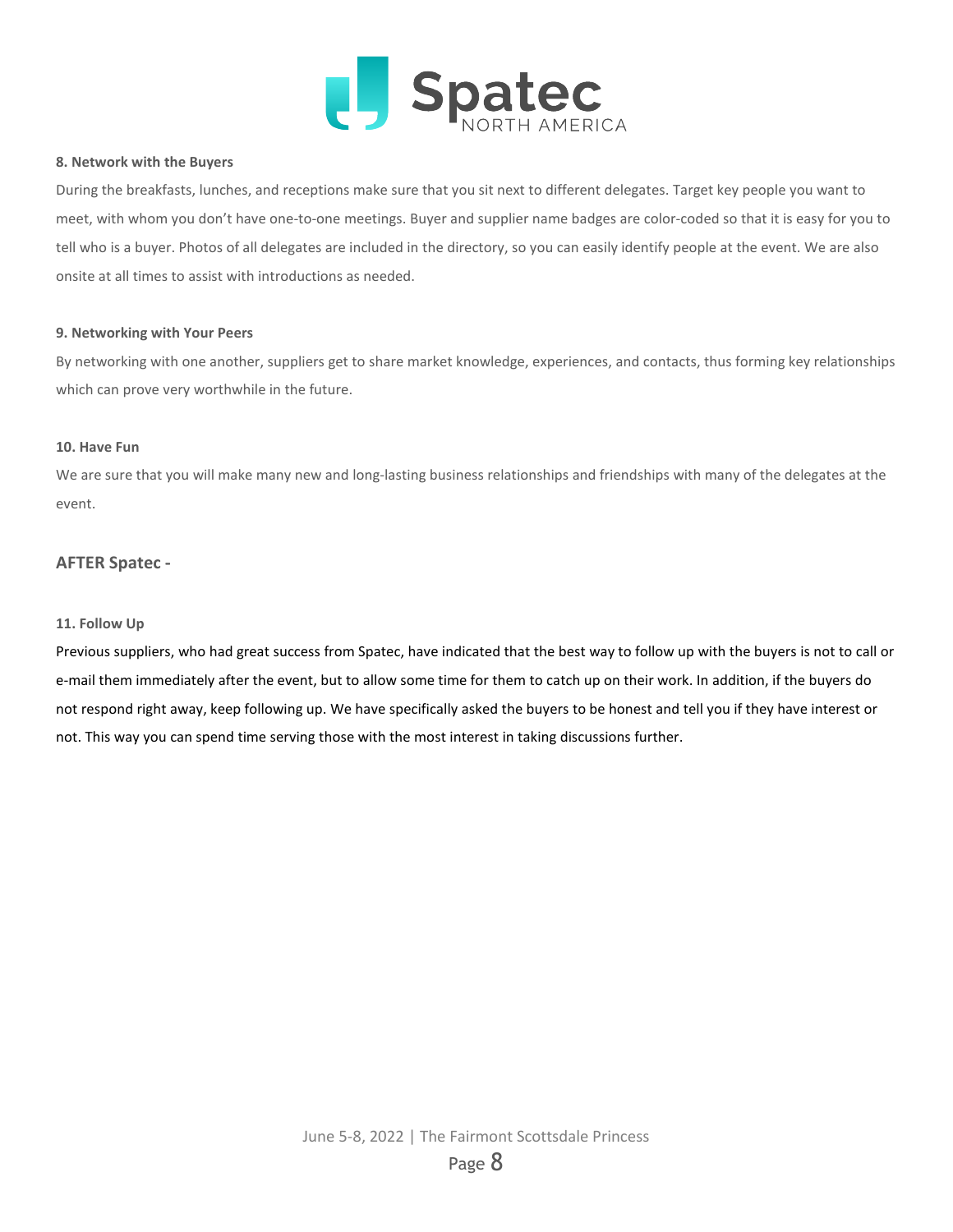**8. Network with the Buyers**

During the breakfasts, lunches, and receptions make sure that you sit next to different delegates. Target key people you want to meet, with whom you don't have one-to-one meetings. Buyer and supplier name badges are color-coded so that it is easy for you to tell who is a buyer. Photos of all delegates are included in the directory, so you can easily identify people at the event. We are also onsite at all times to assist with introductions as needed.

**9. Networking with Your Peers**

By networking with one another, suppliers get to share market knowledge, experiences, and contacts, thus forming key relationships which can prove very worthwhile in the future.

**10. Have Fun**

We are sure that you will make many new and long-lasting business relationships and friendships with many of the delegates at the event.

## AFTER Spatec -

**11. Follow Up**

Previous suppliers, who had great success from Spatec, have indicated that the best way to follow up with the buyers is not to call or e-mail them immediately after the event, but to allow some time for them to catch up on their work. In addition, if the buyers do not respond right away, keep following up. We have specifically asked the buyers to be honest and tell you if they have interest or not. This way you can spend time serving those with the most interest in taking discussions further.